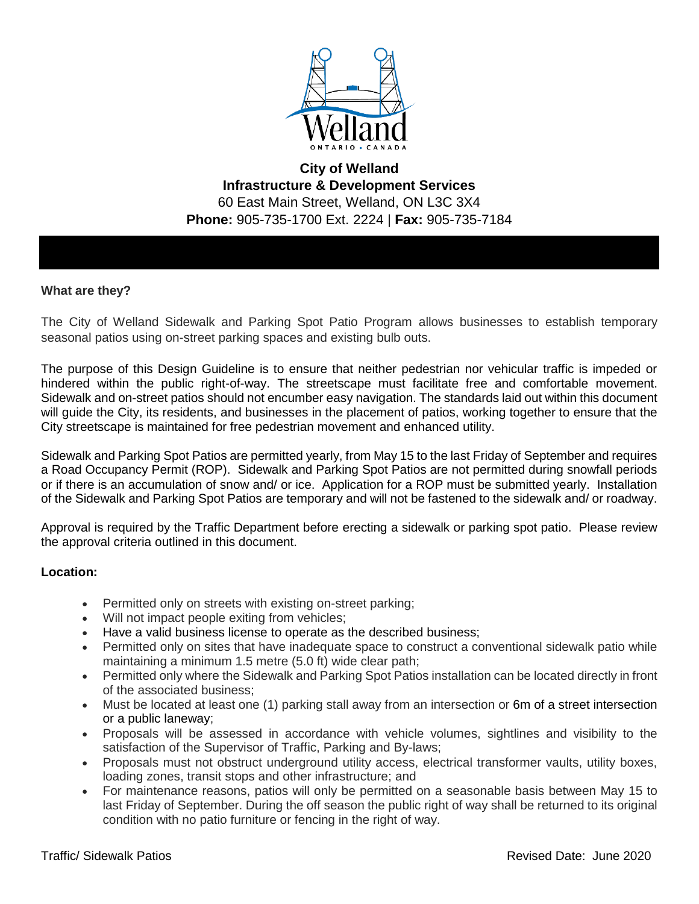**City of Welland**
**Infrastructure & Development Services**
60 East Main Street, Welland, ON L3C 3X4
**Phone:** 905-735-1700 Ext. 2224 | **Fax:** 905-735-7184

**What are they?**

The City of Welland Sidewalk and Parking Spot Patio Program allows businesses to establish temporary seasonal patios using on-street parking spaces and existing bulb outs.

The purpose of this Design Guideline is to ensure that neither pedestrian nor vehicular traffic is impeded or hindered within the public right-of-way. The streetscape must facilitate free and comfortable movement. Sidewalk and on-street patios should not encumber easy navigation. The standards laid out within this document will guide the City, its residents, and businesses in the placement of patios, working together to ensure that the City streetscape is maintained for free pedestrian movement and enhanced utility.

Sidewalk and Parking Spot Patios are permitted yearly, from May 15 to the last Friday of September and requires a Road Occupancy Permit (ROP). Sidewalk and Parking Spot Patios are not permitted during snowfall periods or if there is an accumulation of snow and/ or ice. Application for a ROP must be submitted yearly. Installation of the Sidewalk and Parking Spot Patios are temporary and will not be fastened to the sidewalk and/ or roadway.

Approval is required by the Traffic Department before erecting a sidewalk or parking spot patio. Please review the approval criteria outlined in this document.

**Location:**

- Permitted only on streets with existing on-street parking;
- Will not impact people exiting from vehicles;
- Have a valid business license to operate as the described business;
- Permitted only on sites that have inadequate space to construct a conventional sidewalk patio while maintaining a minimum 1.5 metre (5.0 ft) wide clear path;
- Permitted only where the Sidewalk and Parking Spot Patios installation can be located directly in front of the associated business;
- Must be located at least one (1) parking stall away from an intersection or 6m of a street intersection or a public laneway;
- Proposals will be assessed in accordance with vehicle volumes, sightlines and visibility to the satisfaction of the Supervisor of Traffic, Parking and By-laws;
- Proposals must not obstruct underground utility access, electrical transformer vaults, utility boxes, loading zones, transit stops and other infrastructure; and
- For maintenance reasons, patios will only be permitted on a seasonable basis between May 15 to last Friday of September. During the off season the public right of way shall be returned to its original condition with no patio furniture or fencing in the right of way.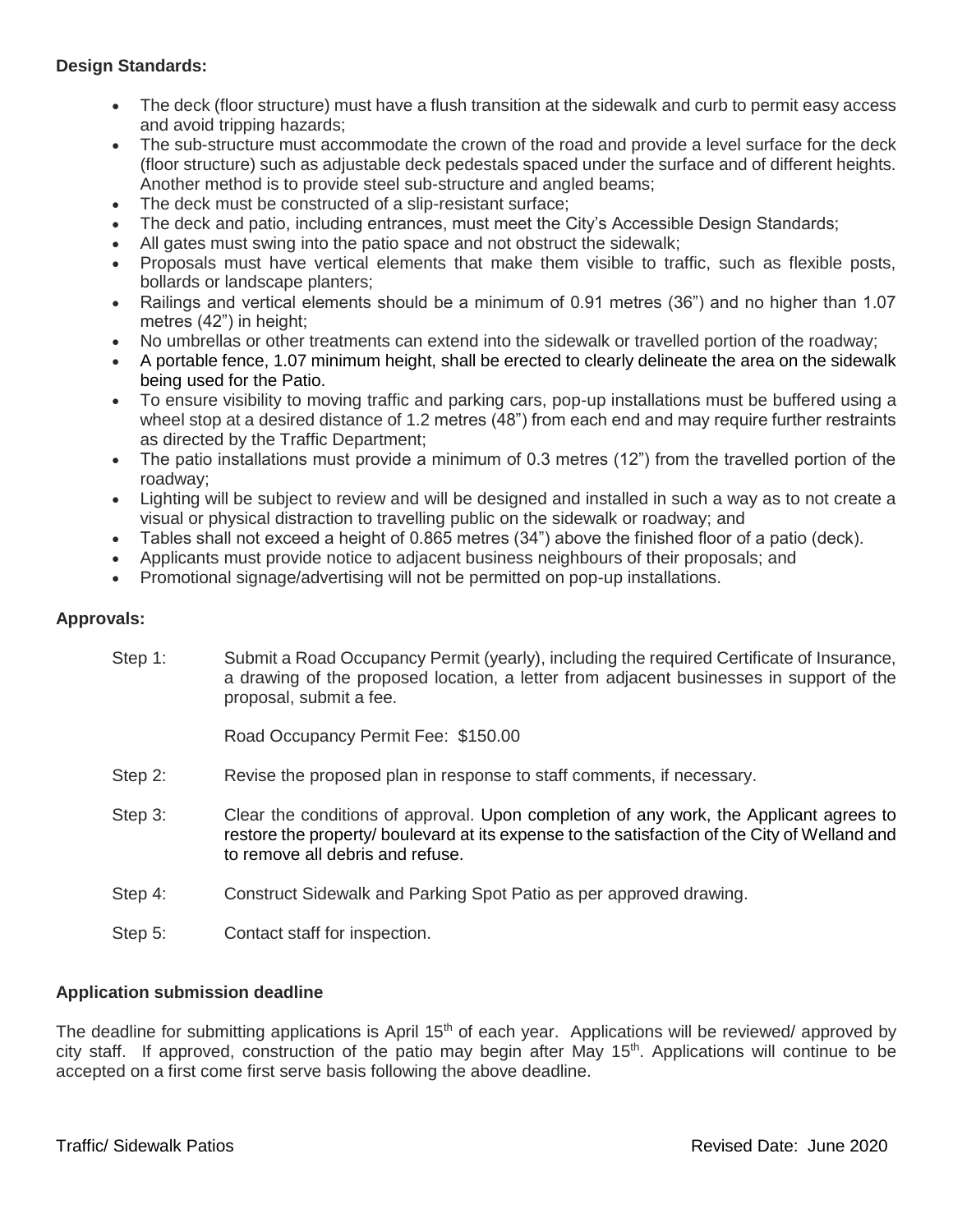**Design Standards:**

- The deck (floor structure) must have a flush transition at the sidewalk and curb to permit easy access and avoid tripping hazards;
- The sub-structure must accommodate the crown of the road and provide a level surface for the deck (floor structure) such as adjustable deck pedestals spaced under the surface and of different heights. Another method is to provide steel sub-structure and angled beams;
- The deck must be constructed of a slip-resistant surface;
- The deck and patio, including entrances, must meet the City's Accessible Design Standards;
- All gates must swing into the patio space and not obstruct the sidewalk;
- Proposals must have vertical elements that make them visible to traffic, such as flexible posts, bollards or landscape planters;
- Railings and vertical elements should be a minimum of 0.91 metres (36") and no higher than 1.07 metres (42") in height;
- No umbrellas or other treatments can extend into the sidewalk or travelled portion of the roadway;
- A portable fence, 1.07 minimum height, shall be erected to clearly delineate the area on the sidewalk being used for the Patio.
- To ensure visibility to moving traffic and parking cars, pop-up installations must be buffered using a wheel stop at a desired distance of 1.2 metres (48") from each end and may require further restraints as directed by the Traffic Department;
- The patio installations must provide a minimum of 0.3 metres (12") from the travelled portion of the roadway;
- Lighting will be subject to review and will be designed and installed in such a way as to not create a visual or physical distraction to travelling public on the sidewalk or roadway; and
- Tables shall not exceed a height of 0.865 metres (34") above the finished floor of a patio (deck).
- Applicants must provide notice to adjacent business neighbours of their proposals; and
- Promotional signage/advertising will not be permitted on pop-up installations.

**Approvals:**

Step 1: Submit a Road Occupancy Permit (yearly), including the required Certificate of Insurance, a drawing of the proposed location, a letter from adjacent businesses in support of the proposal, submit a fee.

Road Occupancy Permit Fee: $150.00

Step 2: Revise the proposed plan in response to staff comments, if necessary.

Step 3: Clear the conditions of approval. Upon completion of any work, the Applicant agrees to restore the property/ boulevard at its expense to the satisfaction of the City of Welland and to remove all debris and refuse.

Step 4: Construct Sidewalk and Parking Spot Patio as per approved drawing.

Step 5: Contact staff for inspection.

**Application submission deadline**

The deadline for submitting applications is April 15th of each year. Applications will be reviewed/ approved by city staff. If approved, construction of the patio may begin after May 15th. Applications will continue to be accepted on a first come first serve basis following the above deadline.

Traffic/ Sidewalk Patios Revised Date: June 2020